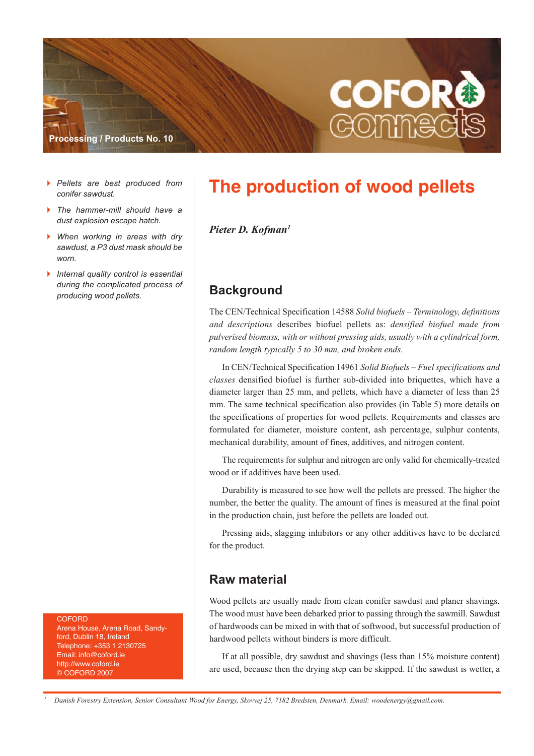Processing / Products No. 10

# The production of wood pellets

***Pieter D. Kofman[1]***

- *Pellets are best produced from conifer sawdust.*
- *The hammer-mill should have a dust explosion escape hatch.*
- *When working in areas with dry sawdust, a P3 dust mask should be worn.*
- *Internal quality control is essential during the complicated process of producing wood pellets.*

## Background

The CEN/Technical Specification 14588 *Solid biofuels – Terminology, definitions and descriptions* describes biofuel pellets as: *densified biofuel made from pulverised biomass, with or without pressing aids, usually with a cylindrical form, random length typically 5 to 30 mm, and broken ends.*

In CEN/Technical Specification 14961 *Solid Biofuels – Fuel specifications and classes* densified biofuel is further sub-divided into briquettes, which have a diameter larger than 25 mm, and pellets, which have a diameter of less than 25 mm. The same technical specification also provides (in Table 5) more details on the specifications of properties for wood pellets. Requirements and classes are formulated for diameter, moisture content, ash percentage, sulphur contents, mechanical durability, amount of fines, additives, and nitrogen content.

The requirements for sulphur and nitrogen are only valid for chemically-treated wood or if additives have been used.

Durability is measured to see how well the pellets are pressed. The higher the number, the better the quality. The amount of fines is measured at the final point in the production chain, just before the pellets are loaded out.

Pressing aids, slagging inhibitors or any other additives have to be declared for the product.

## Raw material

Wood pellets are usually made from clean conifer sawdust and planer shavings. The wood must have been debarked prior to passing through the sawmill. Sawdust of hardwoods can be mixed in with that of softwood, but successful production of hardwood pellets without binders is more difficult.

If at all possible, dry sawdust and shavings (less than 15% moisture content) are used, because then the drying step can be skipped. If the sawdust is wetter, a

COFORD
Arena House, Arena Road, Sandyford, Dublin 18, Ireland
Telephone: +353 1 2130725
Email: info@coford.ie
http://www.coford.ie
© COFORD 2007

[1] *Danish Forestry Extension, Senior Consultant Wood for Energy, Skovvej 25, 7182 Bredsten, Denmark. Email: woodenergy@gmail.com.*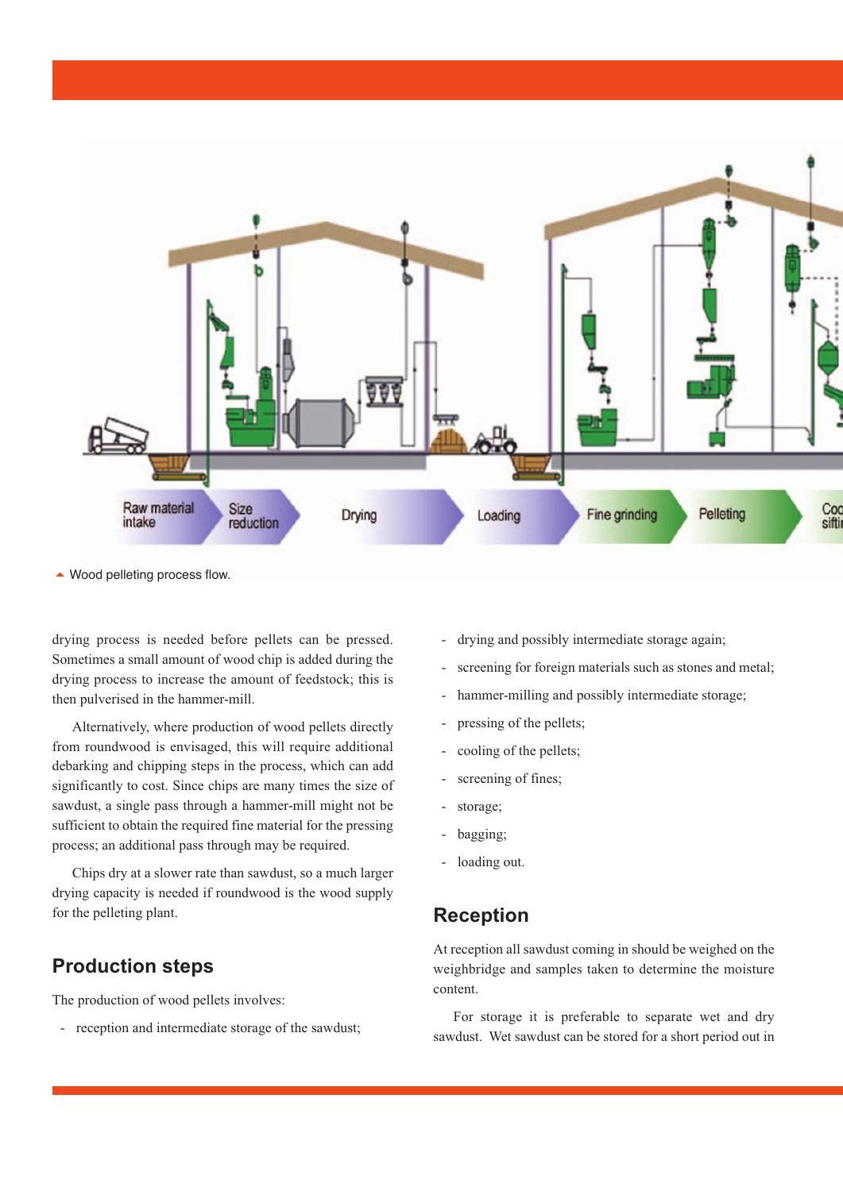Raw material intake | Size reduction | Drying | Loading | Fine grinding | Pelleting | Cooling sifting

Wood pelleting process flow.

drying process is needed before pellets can be pressed. Sometimes a small amount of wood chip is added during the drying process to increase the amount of feedstock; this is then pulverised in the hammer-mill.

Alternatively, where production of wood pellets directly from roundwood is envisaged, this will require additional debarking and chipping steps in the process, which can add significantly to cost. Since chips are many times the size of sawdust, a single pass through a hammer-mill might not be sufficient to obtain the required fine material for the pressing process; an additional pass through may be required.

Chips dry at a slower rate than sawdust, so a much larger drying capacity is needed if roundwood is the wood supply for the pelleting plant.

## Production steps

The production of wood pellets involves:

- reception and intermediate storage of the sawdust;
- drying and possibly intermediate storage again;
- screening for foreign materials such as stones and metal;
- hammer-milling and possibly intermediate storage;
- pressing of the pellets;
- cooling of the pellets;
- screening of fines;
- storage;
- bagging;
- loading out.

## Reception

At reception all sawdust coming in should be weighed on the weighbridge and samples taken to determine the moisture content.

For storage it is preferable to separate wet and dry sawdust. Wet sawdust can be stored for a short period out in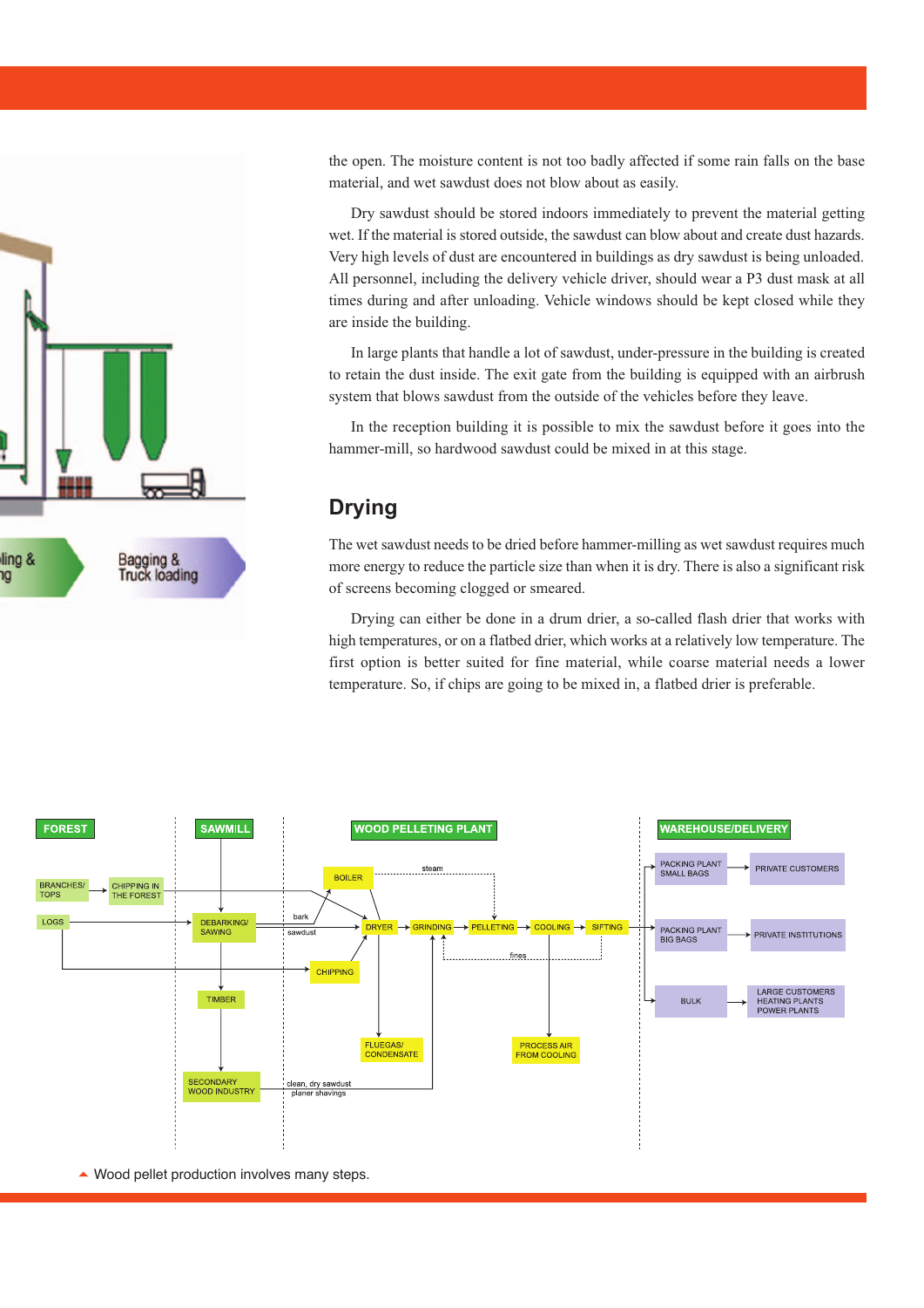the open. The moisture content is not too badly affected if some rain falls on the base material, and wet sawdust does not blow about as easily.

Dry sawdust should be stored indoors immediately to prevent the material getting wet. If the material is stored outside, the sawdust can blow about and create dust hazards. Very high levels of dust are encountered in buildings as dry sawdust is being unloaded. All personnel, including the delivery vehicle driver, should wear a P3 dust mask at all times during and after unloading. Vehicle windows should be kept closed while they are inside the building.

In large plants that handle a lot of sawdust, under-pressure in the building is created to retain the dust inside. The exit gate from the building is equipped with an airbrush system that blows sawdust from the outside of the vehicles before they leave.

In the reception building it is possible to mix the sawdust before it goes into the hammer-mill, so hardwood sawdust could be mixed in at this stage.

## Drying

The wet sawdust needs to be dried before hammer-milling as wet sawdust requires much more energy to reduce the particle size than when it is dry. There is also a significant risk of screens becoming clogged or smeared.

Drying can either be done in a drum drier, a so-called flash drier that works with high temperatures, or on a flatbed drier, which works at a relatively low temperature. The first option is better suited for fine material, while coarse material needs a lower temperature. So, if chips are going to be mixed in, a flatbed drier is preferable.

Wood pellet production involves many steps.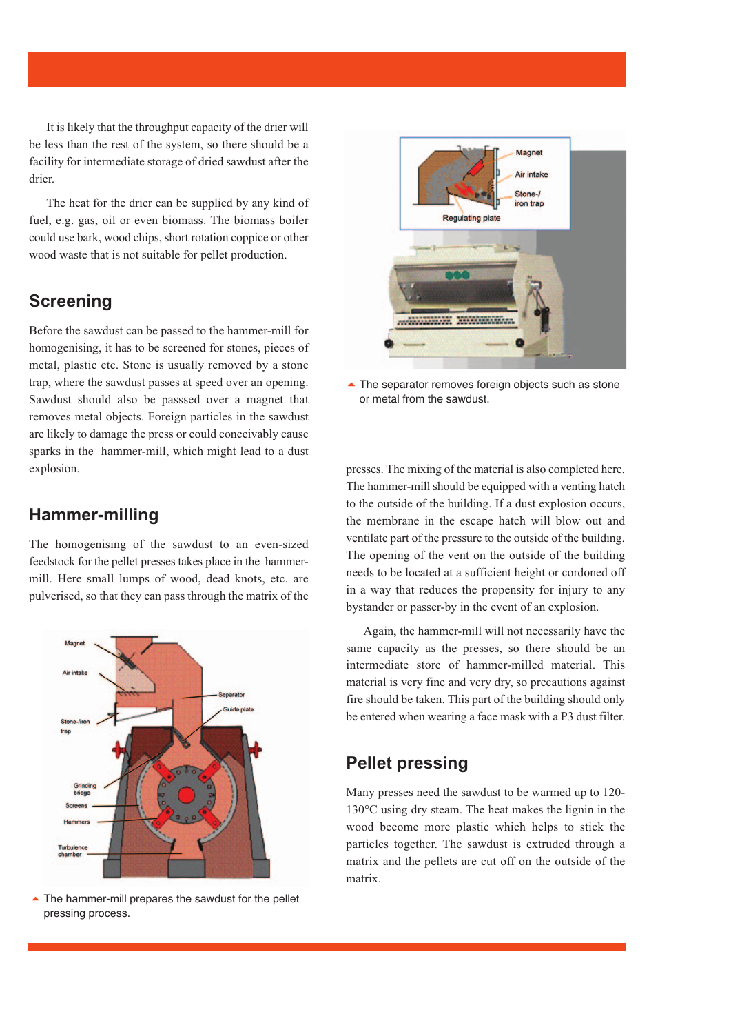It is likely that the throughput capacity of the drier will be less than the rest of the system, so there should be a facility for intermediate storage of dried sawdust after the drier.

The heat for the drier can be supplied by any kind of fuel, e.g. gas, oil or even biomass. The biomass boiler could use bark, wood chips, short rotation coppice or other wood waste that is not suitable for pellet production.

## Screening

Before the sawdust can be passed to the hammer-mill for homogenising, it has to be screened for stones, pieces of metal, plastic etc. Stone is usually removed by a stone trap, where the sawdust passes at speed over an opening. Sawdust should also be passsed over a magnet that removes metal objects. Foreign particles in the sawdust are likely to damage the press or could conceivably cause sparks in the hammer-mill, which might lead to a dust explosion.

## Hammer-milling

The homogenising of the sawdust to an even-sized feedstock for the pellet presses takes place in the hammer-mill. Here small lumps of wood, dead knots, etc. are pulverised, so that they can pass through the matrix of the presses. The mixing of the material is also completed here. The hammer-mill should be equipped with a venting hatch to the outside of the building. If a dust explosion occurs, the membrane in the escape hatch will blow out and ventilate part of the pressure to the outside of the building. The opening of the vent on the outside of the building needs to be located at a sufficient height or cordoned off in a way that reduces the propensity for injury to any bystander or passer-by in the event of an explosion.

The hammer-mill prepares the sawdust for the pellet pressing process.

The separator removes foreign objects such as stone or metal from the sawdust.

Again, the hammer-mill will not necessarily have the same capacity as the presses, so there should be an intermediate store of hammer-milled material. This material is very fine and very dry, so precautions against fire should be taken. This part of the building should only be entered when wearing a face mask with a P3 dust filter.

## Pellet pressing

Many presses need the sawdust to be warmed up to 120-130°C using dry steam. The heat makes the lignin in the wood become more plastic which helps to stick the particles together. The sawdust is extruded through a matrix and the pellets are cut off on the outside of the matrix.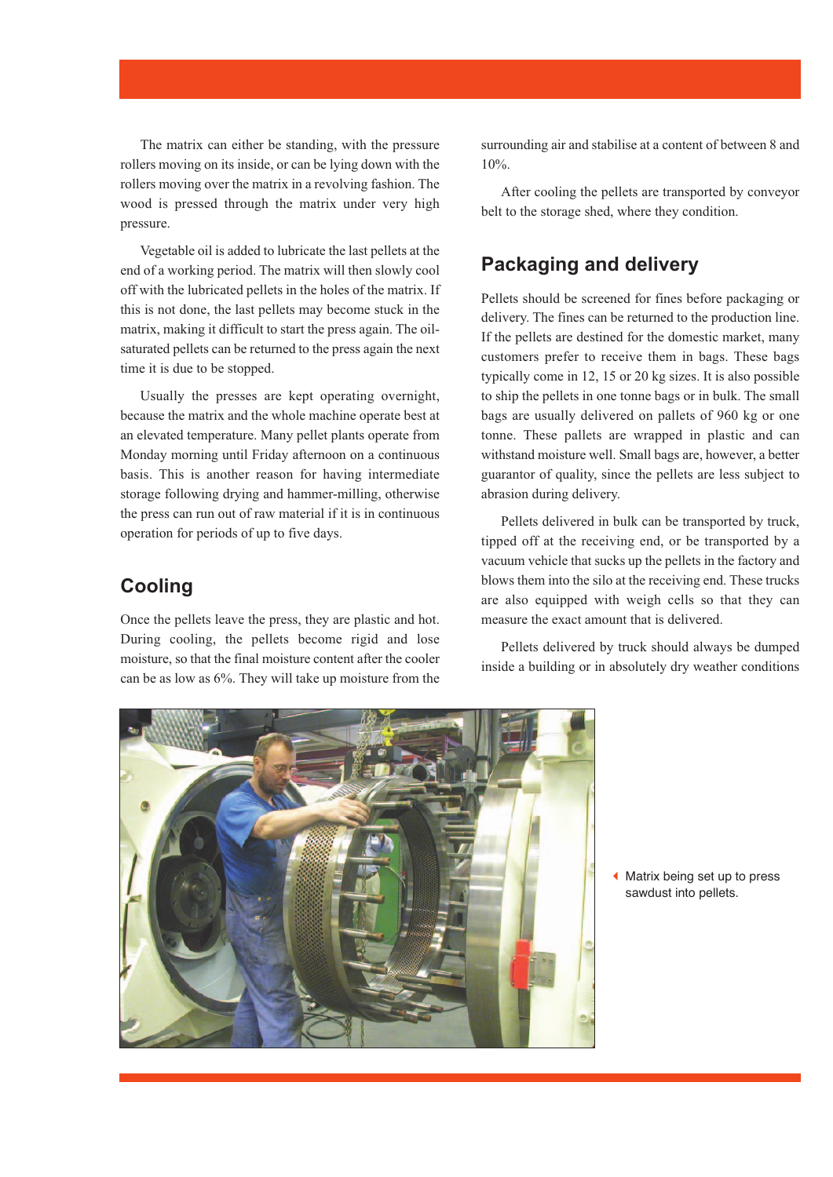The matrix can either be standing, with the pressure rollers moving on its inside, or can be lying down with the rollers moving over the matrix in a revolving fashion. The wood is pressed through the matrix under very high pressure.

Vegetable oil is added to lubricate the last pellets at the end of a working period. The matrix will then slowly cool off with the lubricated pellets in the holes of the matrix. If this is not done, the last pellets may become stuck in the matrix, making it difficult to start the press again. The oil-saturated pellets can be returned to the press again the next time it is due to be stopped.

Usually the presses are kept operating overnight, because the matrix and the whole machine operate best at an elevated temperature. Many pellet plants operate from Monday morning until Friday afternoon on a continuous basis. This is another reason for having intermediate storage following drying and hammer-milling, otherwise the press can run out of raw material if it is in continuous operation for periods of up to five days.

## Cooling

Once the pellets leave the press, they are plastic and hot. During cooling, the pellets become rigid and lose moisture, so that the final moisture content after the cooler can be as low as 6%. They will take up moisture from the surrounding air and stabilise at a content of between 8 and 10%.

After cooling the pellets are transported by conveyor belt to the storage shed, where they condition.

## Packaging and delivery

Pellets should be screened for fines before packaging or delivery. The fines can be returned to the production line. If the pellets are destined for the domestic market, many customers prefer to receive them in bags. These bags typically come in 12, 15 or 20 kg sizes. It is also possible to ship the pellets in one tonne bags or in bulk. The small bags are usually delivered on pallets of 960 kg or one tonne. These pallets are wrapped in plastic and can withstand moisture well. Small bags are, however, a better guarantor of quality, since the pellets are less subject to abrasion during delivery.

Pellets delivered in bulk can be transported by truck, tipped off at the receiving end, or be transported by a vacuum vehicle that sucks up the pellets in the factory and blows them into the silo at the receiving end. These trucks are also equipped with weigh cells so that they can measure the exact amount that is delivered.

Pellets delivered by truck should always be dumped inside a building or in absolutely dry weather conditions

Matrix being set up to press sawdust into pellets.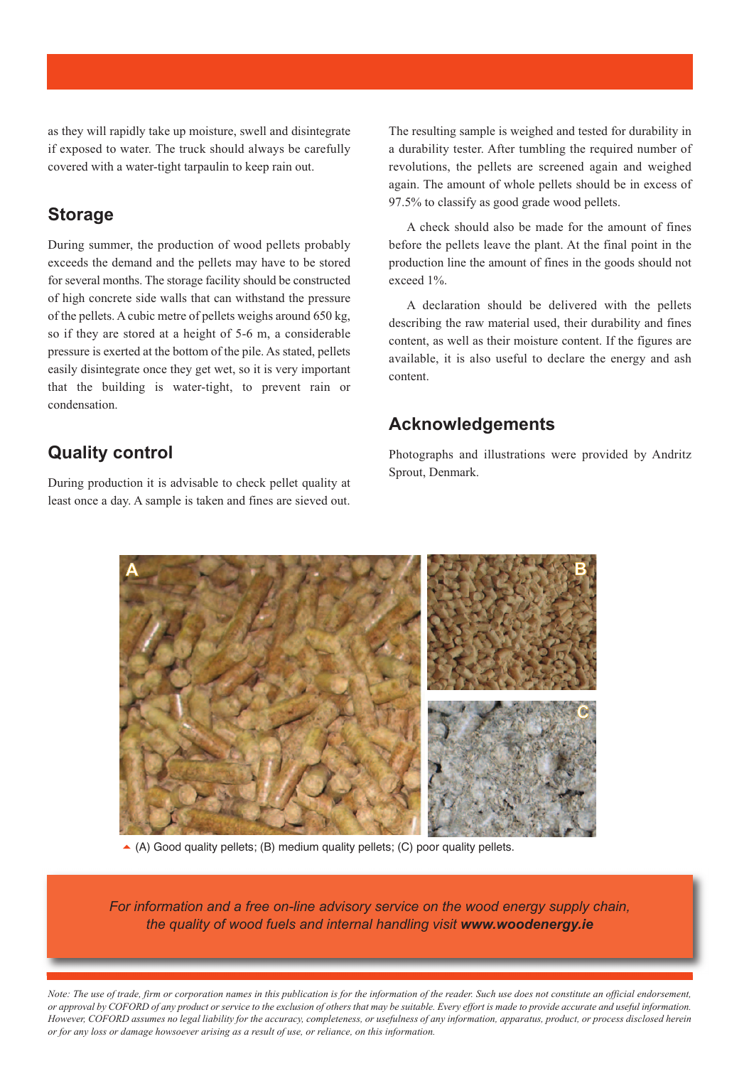as they will rapidly take up moisture, swell and disintegrate if exposed to water. The truck should always be carefully covered with a water-tight tarpaulin to keep rain out.

## Storage

During summer, the production of wood pellets probably exceeds the demand and the pellets may have to be stored for several months. The storage facility should be constructed of high concrete side walls that can withstand the pressure of the pellets. A cubic metre of pellets weighs around 650 kg, so if they are stored at a height of 5-6 m, a considerable pressure is exerted at the bottom of the pile. As stated, pellets easily disintegrate once they get wet, so it is very important that the building is water-tight, to prevent rain or condensation.

## Quality control

During production it is advisable to check pellet quality at least once a day. A sample is taken and fines are sieved out. The resulting sample is weighed and tested for durability in a durability tester. After tumbling the required number of revolutions, the pellets are screened again and weighed again. The amount of whole pellets should be in excess of 97.5% to classify as good grade wood pellets.

A check should also be made for the amount of fines before the pellets leave the plant. At the final point in the production line the amount of fines in the goods should not exceed 1%.

A declaration should be delivered with the pellets describing the raw material used, their durability and fines content, as well as their moisture content. If the figures are available, it is also useful to declare the energy and ash content.

## Acknowledgements

Photographs and illustrations were provided by Andritz Sprout, Denmark.

(A) Good quality pellets; (B) medium quality pellets; (C) poor quality pellets.

*For information and a free on-line advisory service on the wood energy supply chain, the quality of wood fuels and internal handling visit* ***www.woodenergy.ie***

*Note: The use of trade, firm or corporation names in this publication is for the information of the reader. Such use does not constitute an official endorsement, or approval by COFORD of any product or service to the exclusion of others that may be suitable. Every effort is made to provide accurate and useful information. However, COFORD assumes no legal liability for the accuracy, completeness, or usefulness of any information, apparatus, product, or process disclosed herein or for any loss or damage howsoever arising as a result of use, or reliance, on this information.*